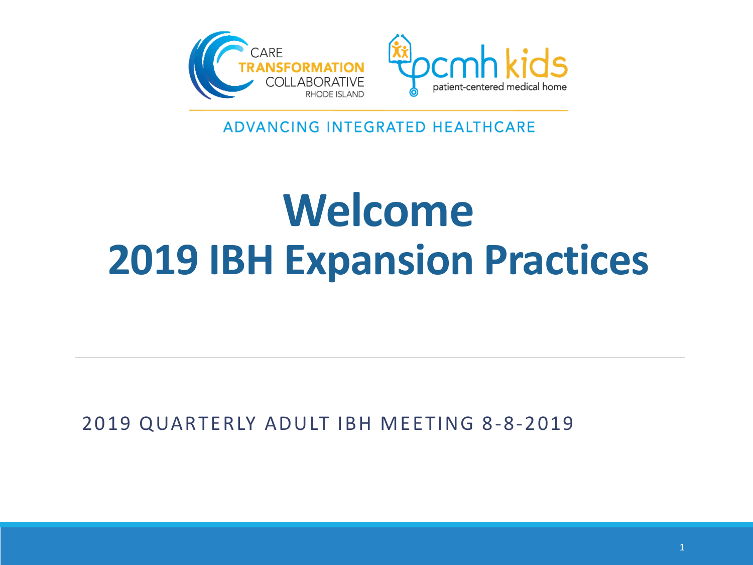CARE TRANSFORMATION COLLABORATIVE RHODE ISLAND

pcmh kids patient-centered medical home

ADVANCING INTEGRATED HEALTHCARE

# Welcome
# 2019 IBH Expansion Practices

2019 QUARTERLY ADULT IBH MEETING 8-8-2019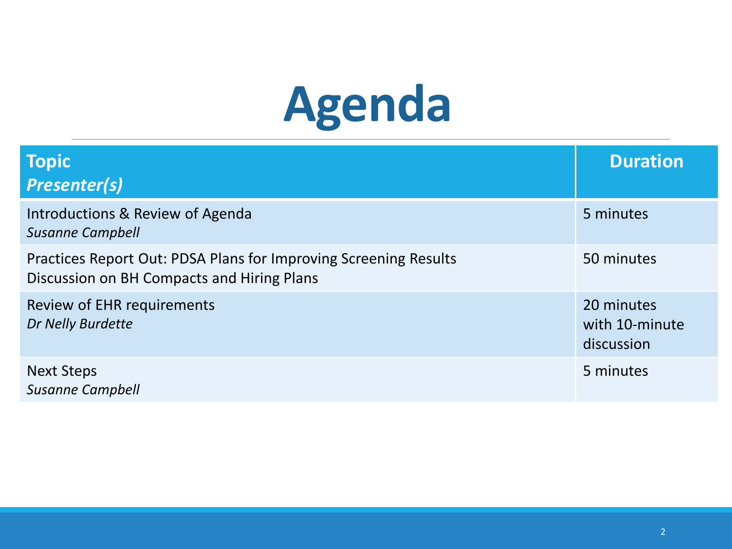# Agenda

| **Topic** *Presenter(s)* | **Duration** |
| --- | --- |
| Introductions & Review of Agenda *Susanne Campbell* | 5 minutes |
| Practices Report Out: PDSA Plans for Improving Screening Results Discussion on BH Compacts and Hiring Plans | 50 minutes |
| Review of EHR requirements *Dr Nelly Burdette* | 20 minutes with 10-minute discussion |
| Next Steps *Susanne Campbell* | 5 minutes |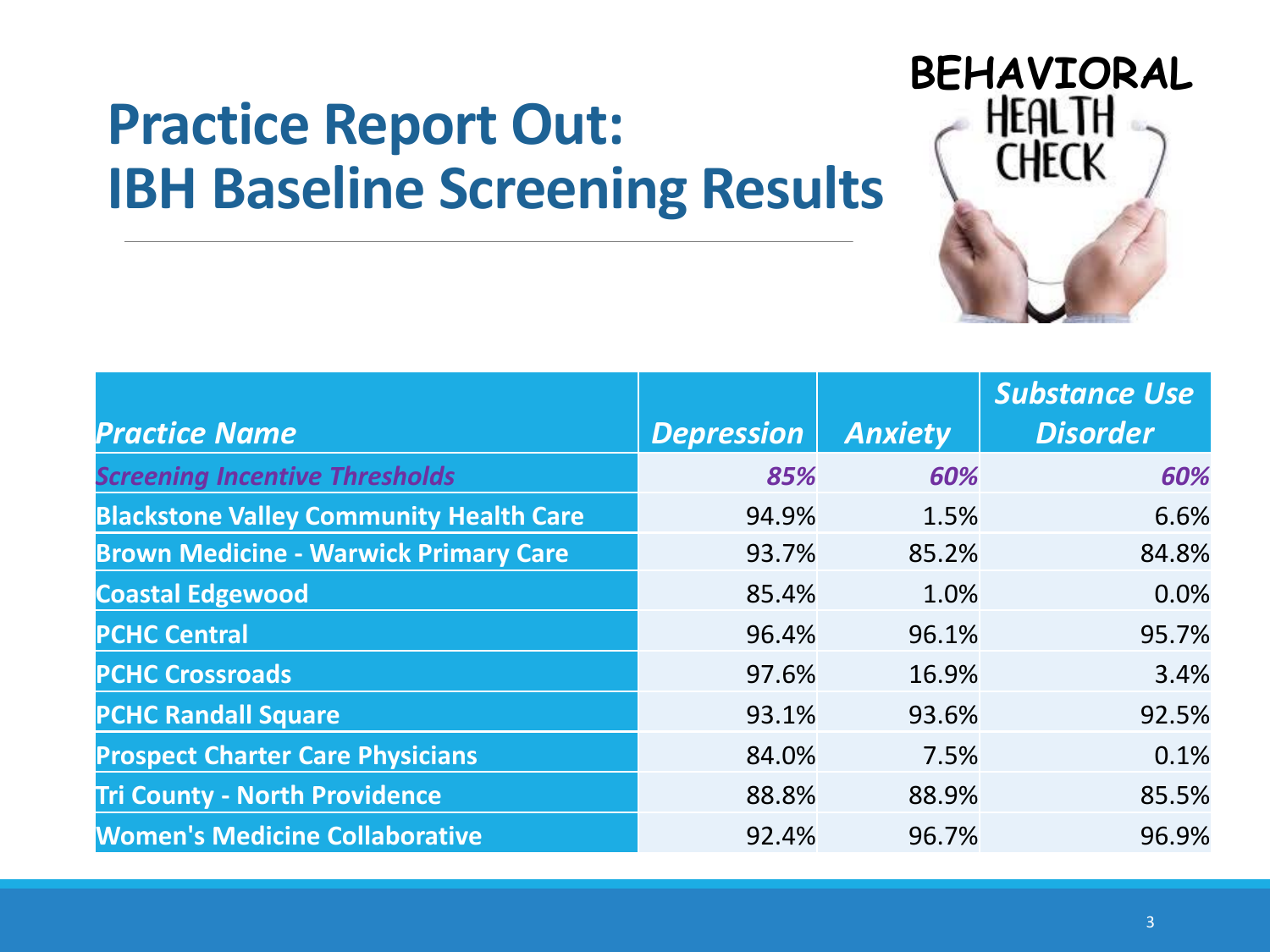# Practice Report Out: IBH Baseline Screening Results

| *Practice Name* | *Depression* | *Anxiety* | *Substance Use Disorder* |
|---|---|---|---|
| *Screening Incentive Thresholds* | *85%* | *60%* | *60%* |
| **Blackstone Valley Community Health Care** | 94.9% | 1.5% | 6.6% |
| **Brown Medicine - Warwick Primary Care** | 93.7% | 85.2% | 84.8% |
| **Coastal Edgewood** | 85.4% | 1.0% | 0.0% |
| **PCHC Central** | 96.4% | 96.1% | 95.7% |
| **PCHC Crossroads** | 97.6% | 16.9% | 3.4% |
| **PCHC Randall Square** | 93.1% | 93.6% | 92.5% |
| **Prospect Charter Care Physicians** | 84.0% | 7.5% | 0.1% |
| **Tri County - North Providence** | 88.8% | 88.9% | 85.5% |
| **Women's Medicine Collaborative** | 92.4% | 96.7% | 96.9% |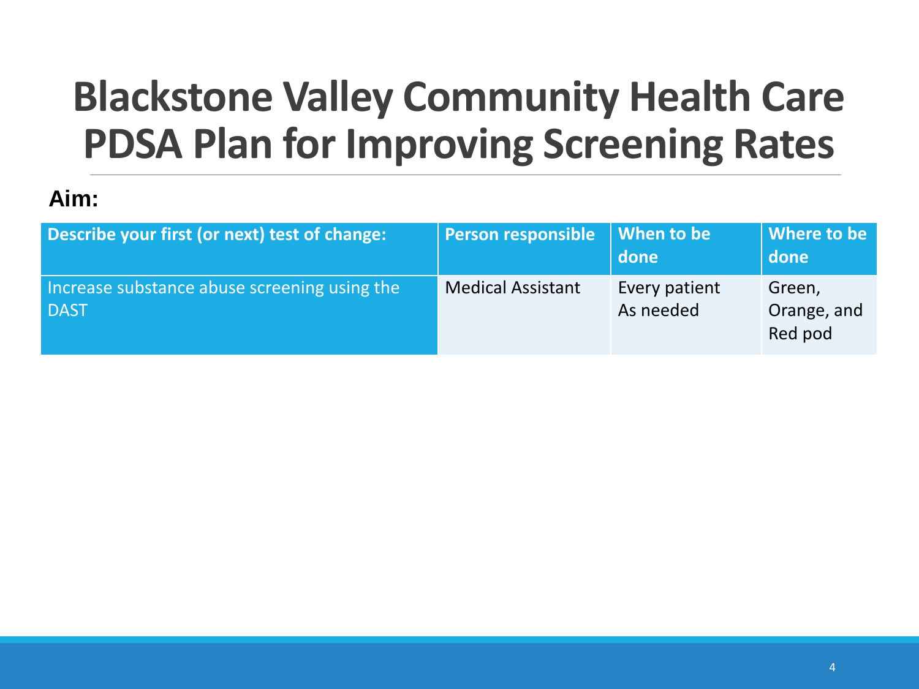# Blackstone Valley Community Health Care PDSA Plan for Improving Screening Rates

**Aim:**

| Describe your first (or next) test of change: | Person responsible | When to be done | Where to be done |
| --- | --- | --- | --- |
| Increase substance abuse screening using the DAST | Medical Assistant | Every patient As needed | Green, Orange, and Red pod |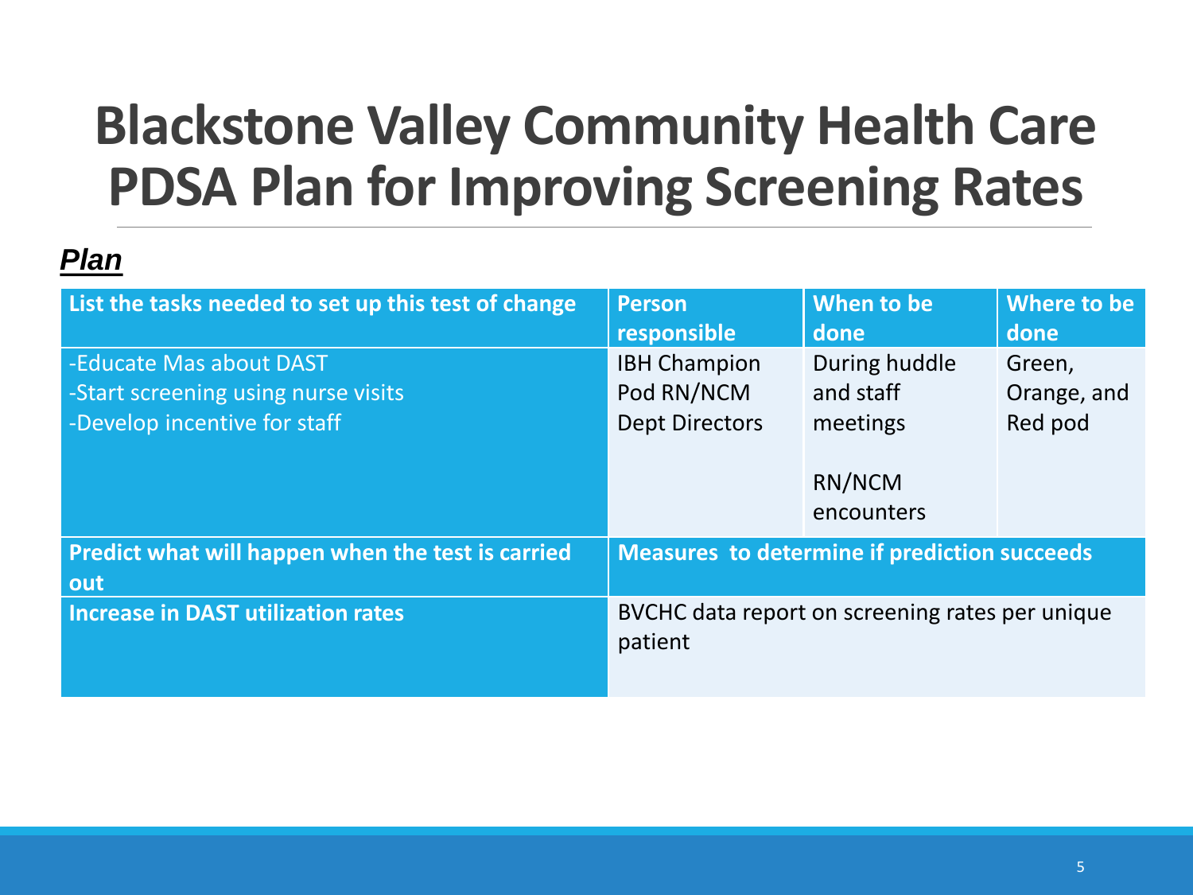# Blackstone Valley Community Health Care PDSA Plan for Improving Screening Rates

***Plan***

| List the tasks needed to set up this test of change | Person responsible | When to be done | Where to be done |
|---|---|---|---|
| -Educate Mas about DAST<br>-Start screening using nurse visits<br>-Develop incentive for staff | IBH Champion<br>Pod RN/NCM<br>Dept Directors | During huddle and staff meetings<br><br>RN/NCM encounters | Green, Orange, and Red pod |
| **Predict what will happen when the test is carried out** | **Measures to determine if prediction succeeds** | | |
| **Increase in DAST utilization rates** | BVCHC data report on screening rates per unique patient | | |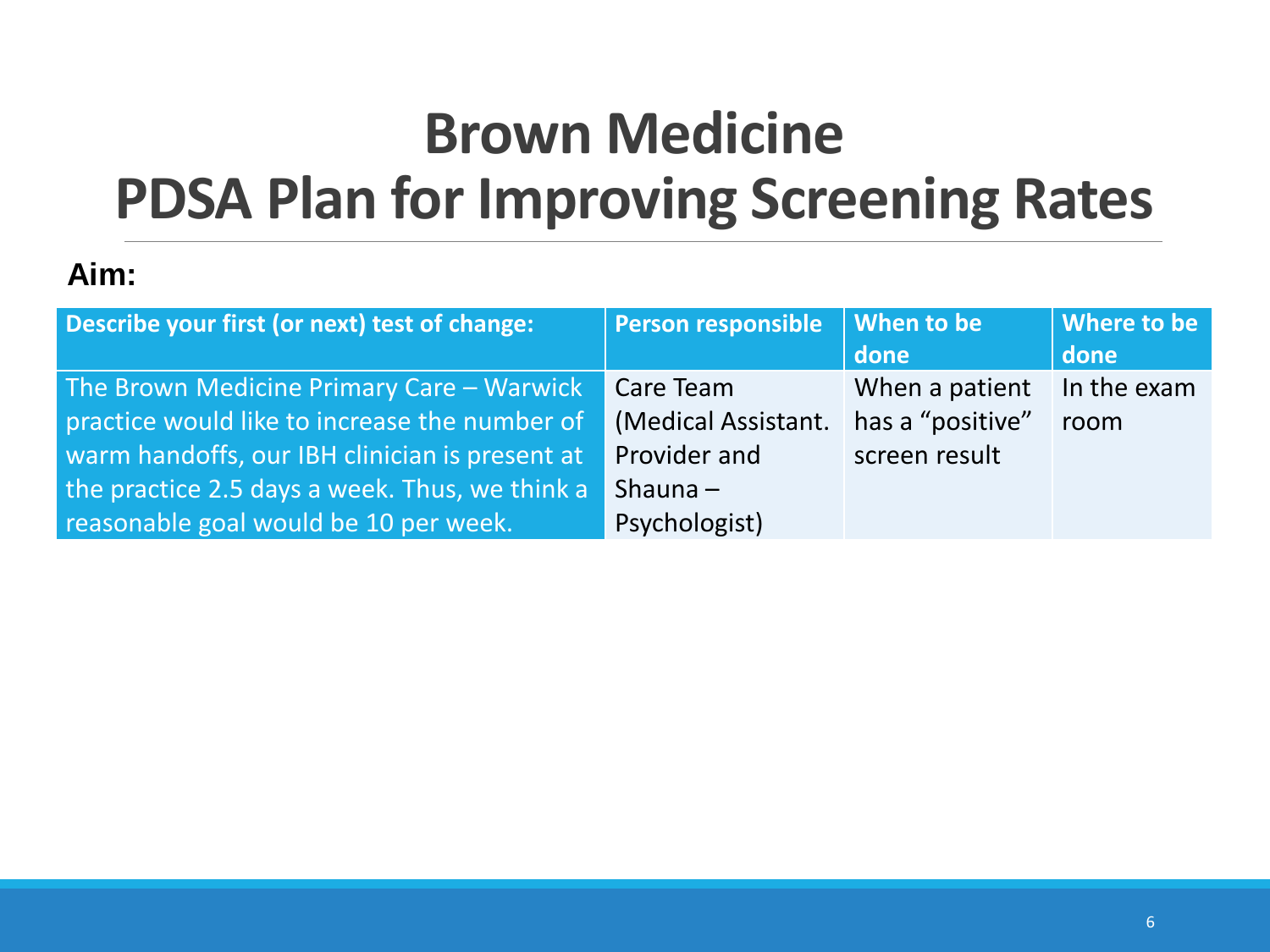# Brown Medicine
# PDSA Plan for Improving Screening Rates

**Aim:**

| Describe your first (or next) test of change: | Person responsible | When to be done | Where to be done |
|---|---|---|---|
| The Brown Medicine Primary Care – Warwick practice would like to increase the number of warm handoffs, our IBH clinician is present at the practice 2.5 days a week. Thus, we think a reasonable goal would be 10 per week. | Care Team (Medical Assistant. Provider and Shauna – Psychologist) | When a patient has a "positive" screen result | In the exam room |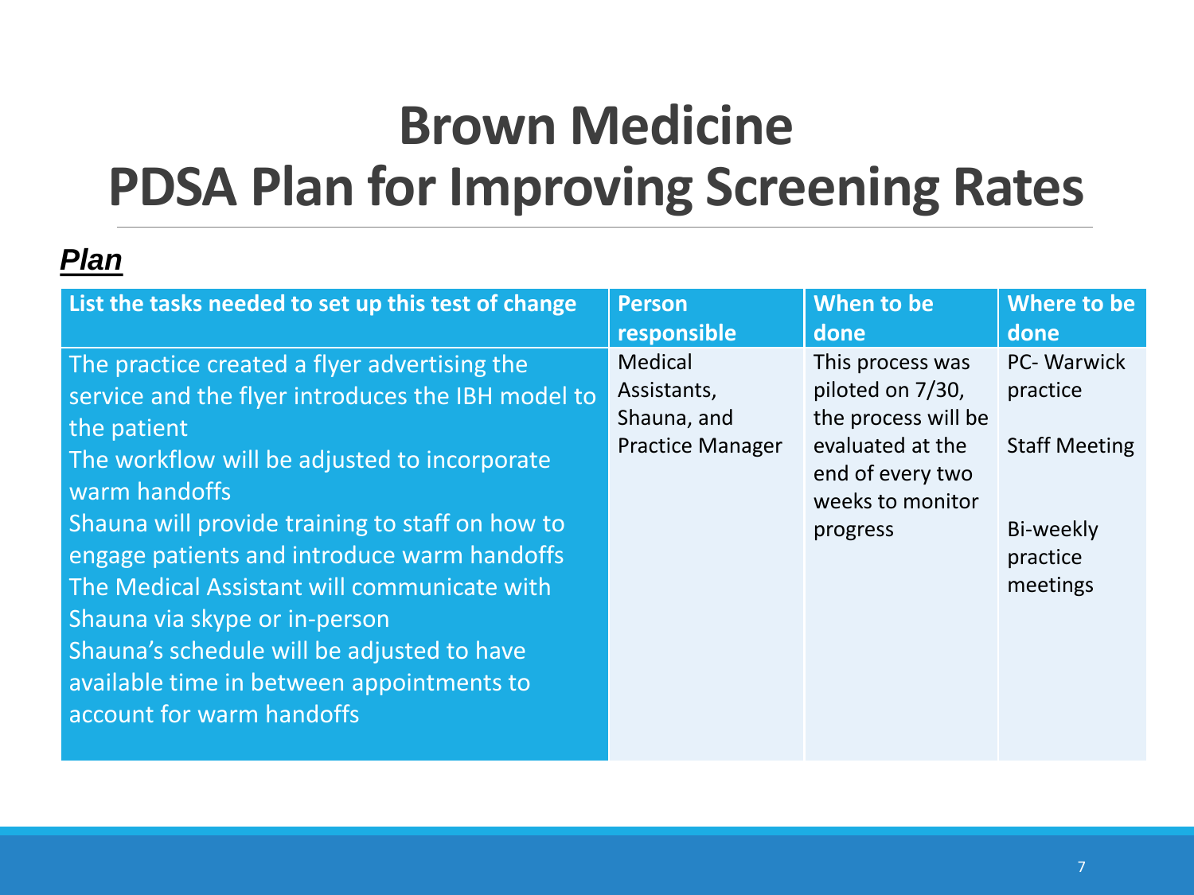# Brown Medicine
# PDSA Plan for Improving Screening Rates

***Plan***

| List the tasks needed to set up this test of change | Person responsible | When to be done | Where to be done |
|---|---|---|---|
| The practice created a flyer advertising the service and the flyer introduces the IBH model to the patient<br>The workflow will be adjusted to incorporate warm handoffs<br>Shauna will provide training to staff on how to engage patients and introduce warm handoffs<br>The Medical Assistant will communicate with Shauna via skype or in-person<br>Shauna's schedule will be adjusted to have available time in between appointments to account for warm handoffs | Medical Assistants, Shauna, and Practice Manager | This process was piloted on 7/30, the process will be evaluated at the end of every two weeks to monitor progress | PC- Warwick practice<br><br>Staff Meeting<br><br>Bi-weekly practice meetings |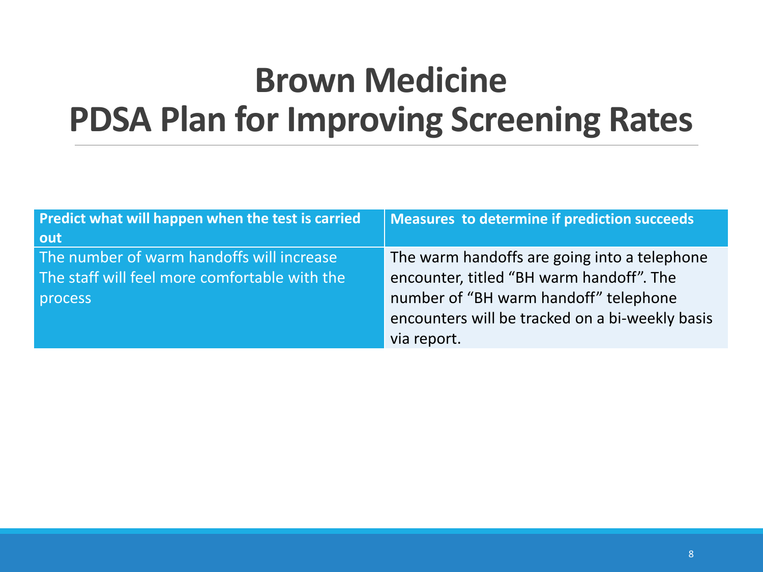# Brown Medicine
# PDSA Plan for Improving Screening Rates

| Predict what will happen when the test is carried out | Measures to determine if prediction succeeds |
| --- | --- |
| The number of warm handoffs will increase<br>The staff will feel more comfortable with the process | The warm handoffs are going into a telephone encounter, titled “BH warm handoff”. The number of “BH warm handoff” telephone encounters will be tracked on a bi-weekly basis via report. |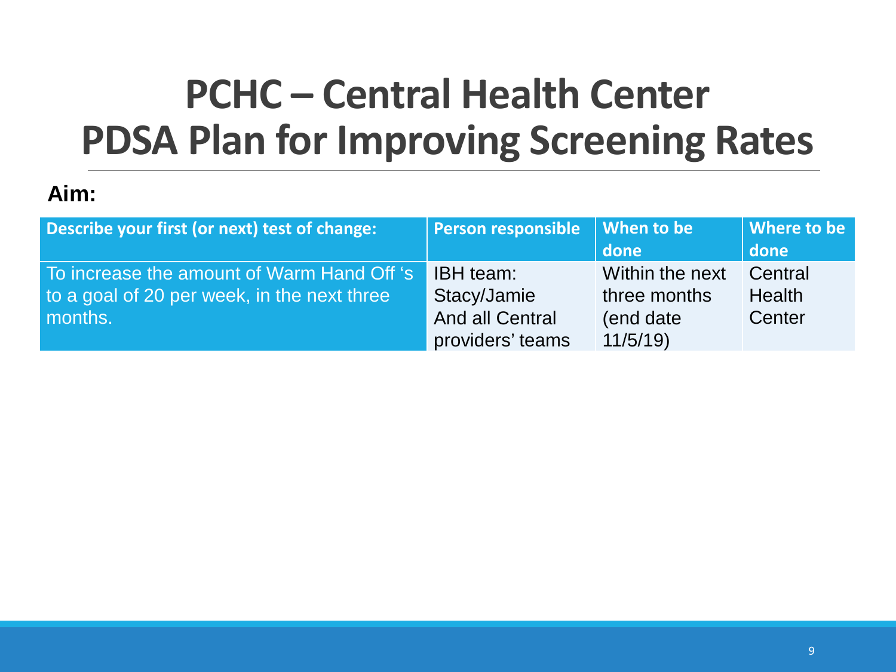# PCHC – Central Health Center PDSA Plan for Improving Screening Rates

**Aim:**

| Describe your first (or next) test of change: | Person responsible | When to be done | Where to be done |
|---|---|---|---|
| To increase the amount of Warm Hand Off 's to a goal of 20 per week, in the next three months. | IBH team: Stacy/Jamie And all Central providers' teams | Within the next three months (end date 11/5/19) | Central Health Center |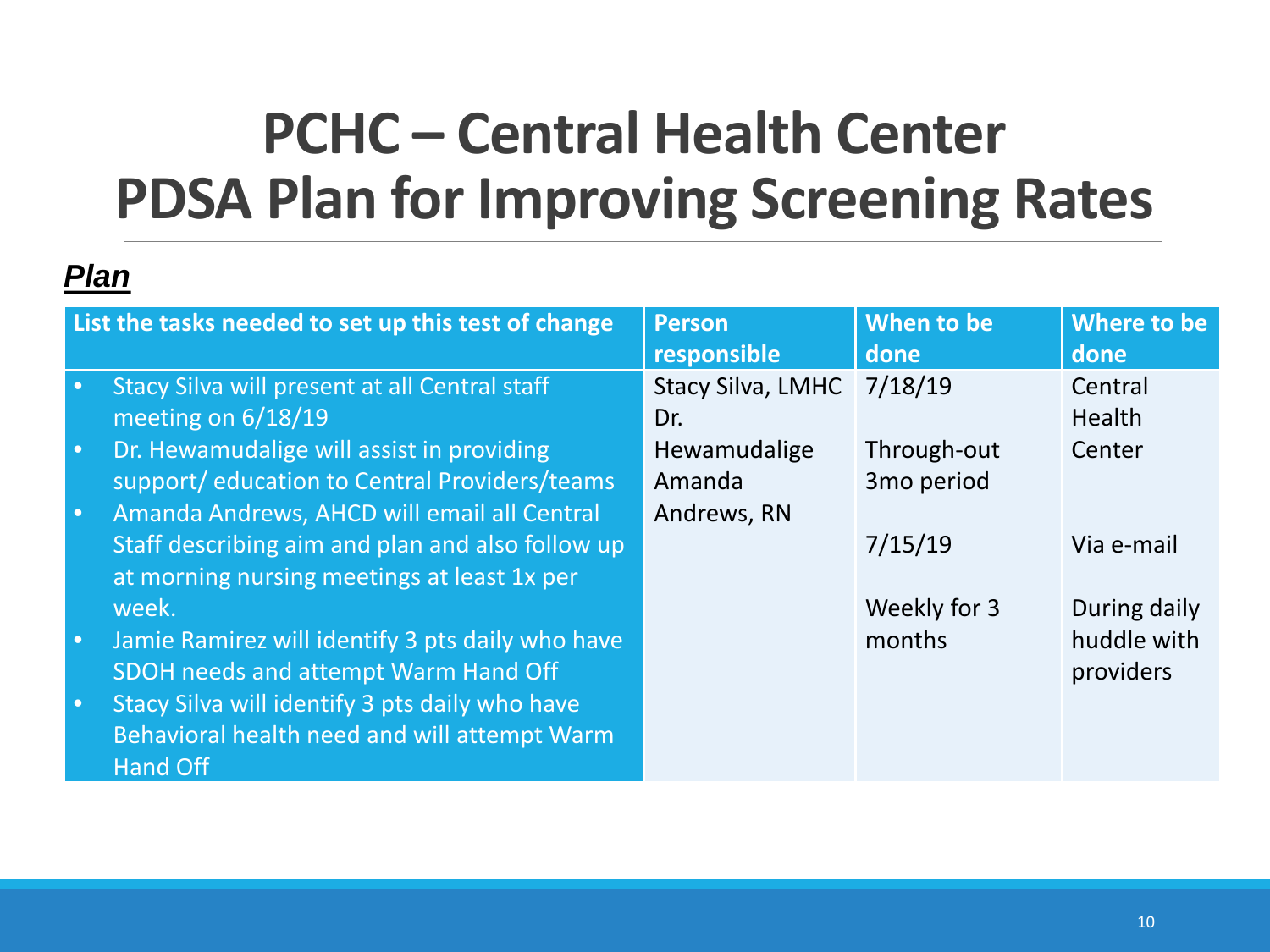# PCHC – Central Health Center
# PDSA Plan for Improving Screening Rates

***Plan***

| List the tasks needed to set up this test of change | Person responsible | When to be done | Where to be done |
|---|---|---|---|
| • Stacy Silva will present at all Central staff meeting on 6/18/19<br>• Dr. Hewamudalige will assist in providing support/ education to Central Providers/teams<br>• Amanda Andrews, AHCD will email all Central Staff describing aim and plan and also follow up at morning nursing meetings at least 1x per week.<br>• Jamie Ramirez will identify 3 pts daily who have SDOH needs and attempt Warm Hand Off<br>• Stacy Silva will identify 3 pts daily who have Behavioral health need and will attempt Warm Hand Off | Stacy Silva, LMHC<br>Dr. Hewamudalige<br>Amanda Andrews, RN | 7/18/19<br><br>Through-out 3mo period<br><br>7/15/19<br><br>Weekly for 3 months | Central Health Center<br><br>Via e-mail<br><br>During daily huddle with providers |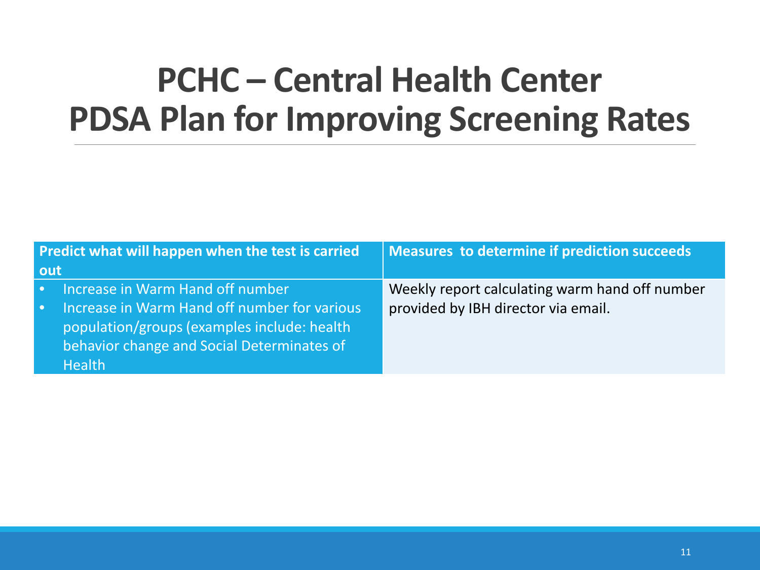# PCHC – Central Health Center
# PDSA Plan for Improving Screening Rates

| Predict what will happen when the test is carried out | Measures to determine if prediction succeeds |
| --- | --- |
| • Increase in Warm Hand off number<br>• Increase in Warm Hand off number for various population/groups (examples include: health behavior change and Social Determinates of Health | Weekly report calculating warm hand off number provided by IBH director via email. |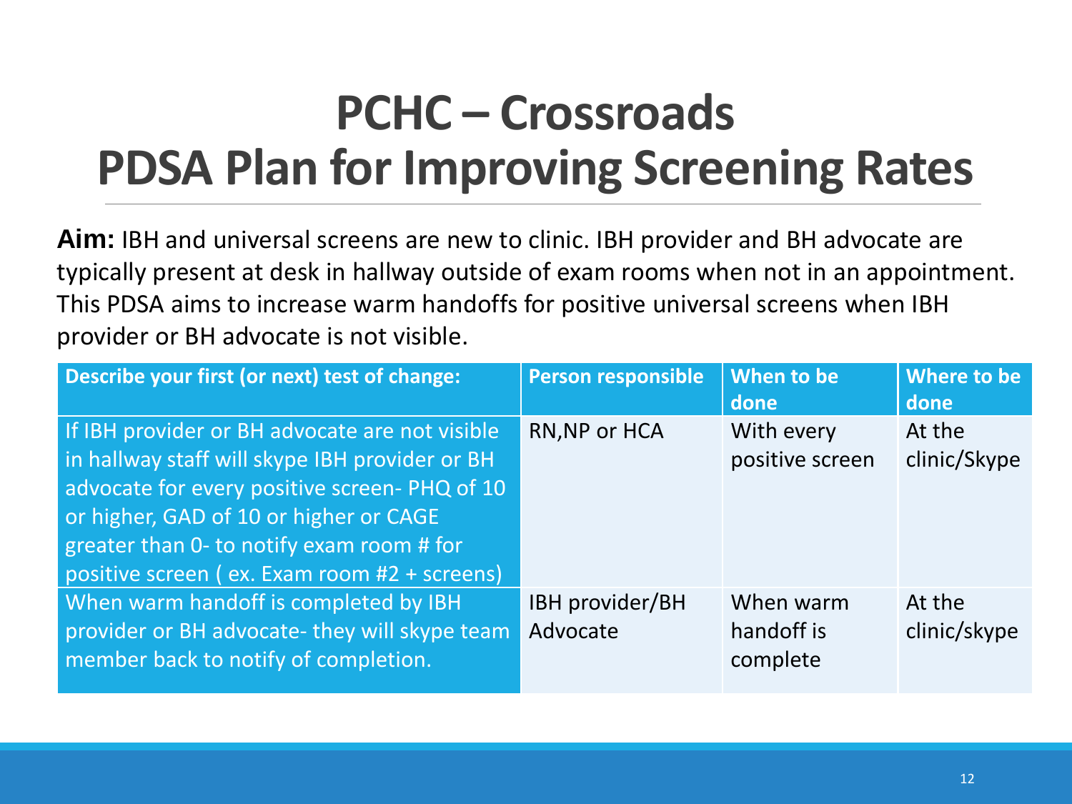# PCHC – Crossroads PDSA Plan for Improving Screening Rates

**Aim:** IBH and universal screens are new to clinic. IBH provider and BH advocate are typically present at desk in hallway outside of exam rooms when not in an appointment. This PDSA aims to increase warm handoffs for positive universal screens when IBH provider or BH advocate is not visible.

| Describe your first (or next) test of change: | Person responsible | When to be done | Where to be done |
|---|---|---|---|
| If IBH provider or BH advocate are not visible in hallway staff will skype IBH provider or BH advocate for every positive screen- PHQ of 10 or higher, GAD of 10 or higher or CAGE greater than 0- to notify exam room # for positive screen ( ex. Exam room #2 + screens) | RN,NP or HCA | With every positive screen | At the clinic/Skype |
| When warm handoff is completed by IBH provider or BH advocate- they will skype team member back to notify of completion. | IBH provider/BH Advocate | When warm handoff is complete | At the clinic/skype |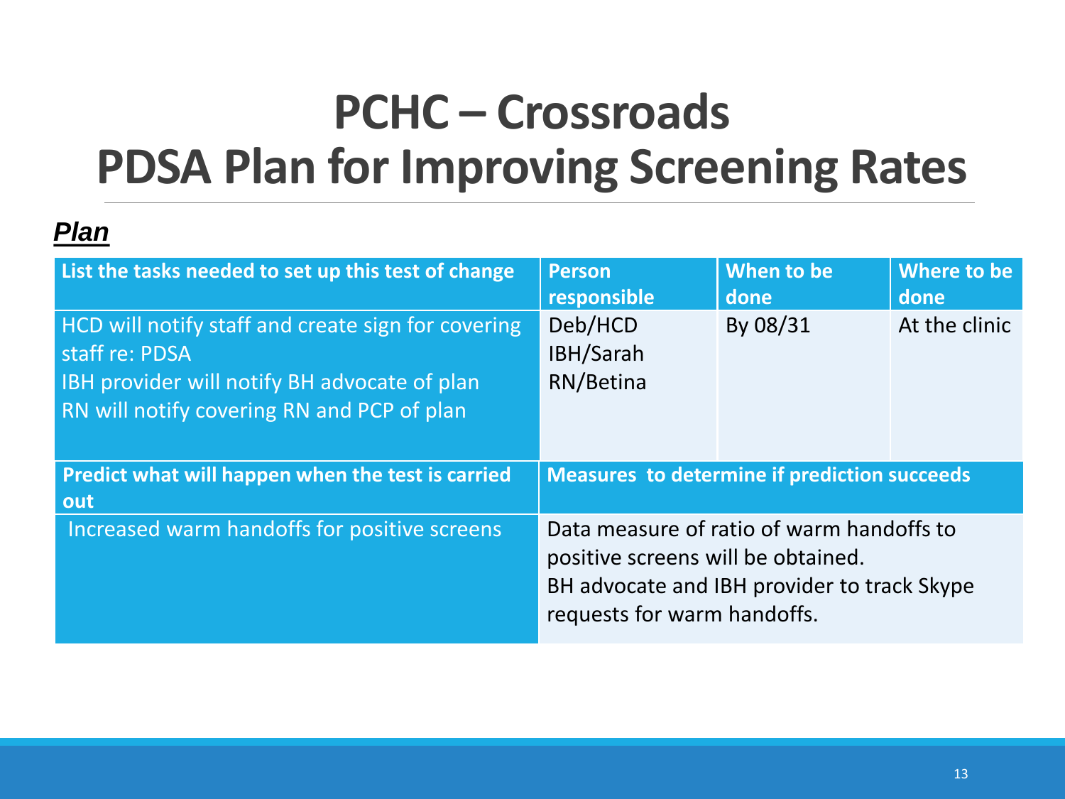# PCHC – Crossroads
# PDSA Plan for Improving Screening Rates

***Plan***

| List the tasks needed to set up this test of change | Person responsible | When to be done | Where to be done |
|---|---|---|---|
| HCD will notify staff and create sign for covering staff re: PDSA<br>IBH provider will notify BH advocate of plan<br>RN will notify covering RN and PCP of plan | Deb/HCD<br>IBH/Sarah<br>RN/Betina | By 08/31 | At the clinic |
| **Predict what will happen when the test is carried out** | **Measures to determine if prediction succeeds** | | |
| Increased warm handoffs for positive screens | Data measure of ratio of warm handoffs to positive screens will be obtained.<br>BH advocate and IBH provider to track Skype requests for warm handoffs. | | |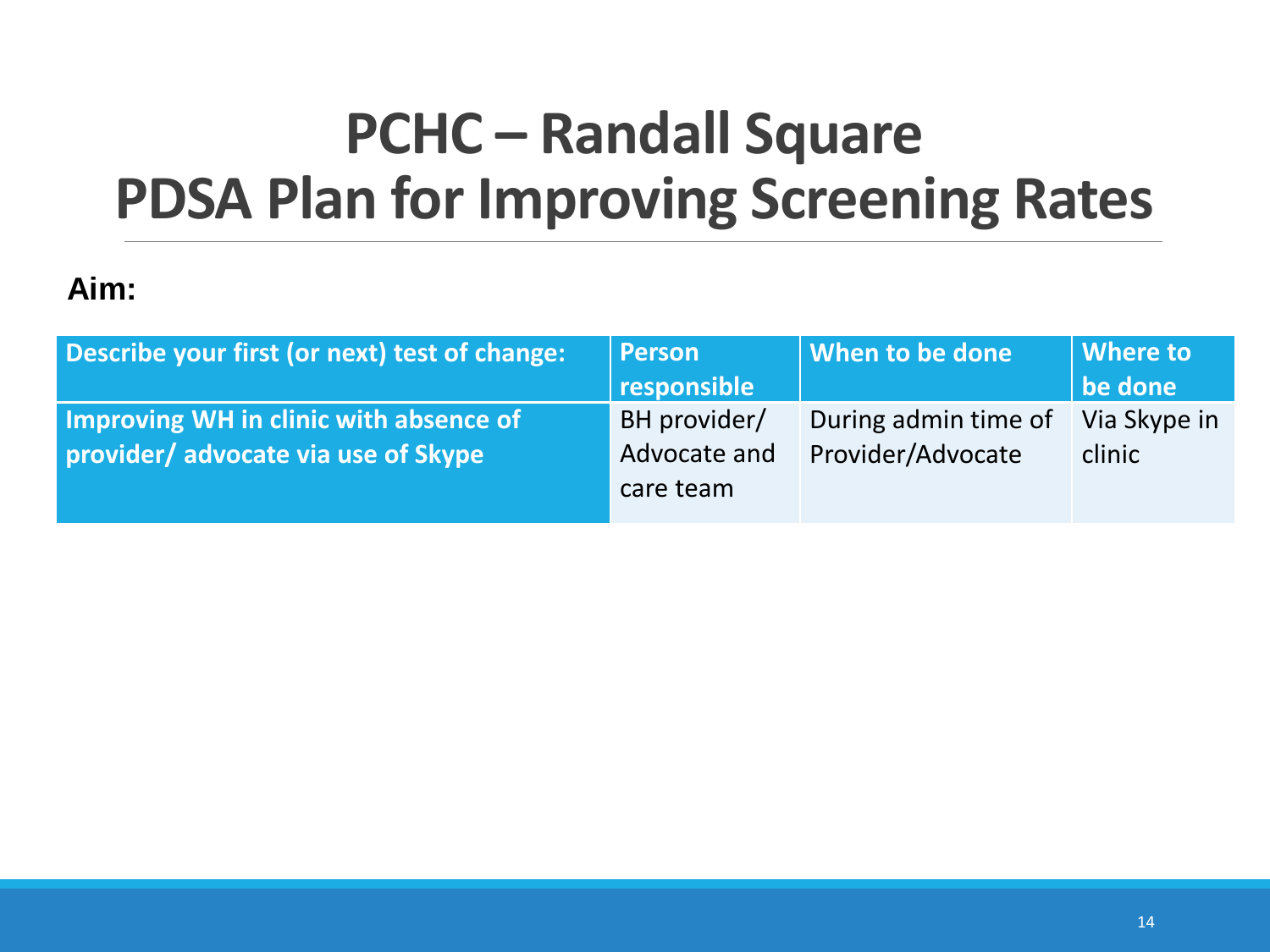# PCHC – Randall Square
# PDSA Plan for Improving Screening Rates

**Aim:**

| Describe your first (or next) test of change: | Person responsible | When to be done | Where to be done |
|---|---|---|---|
| **Improving WH in clinic with absence of provider/ advocate via use of Skype** | BH provider/ Advocate and care team | During admin time of Provider/Advocate | Via Skype in clinic |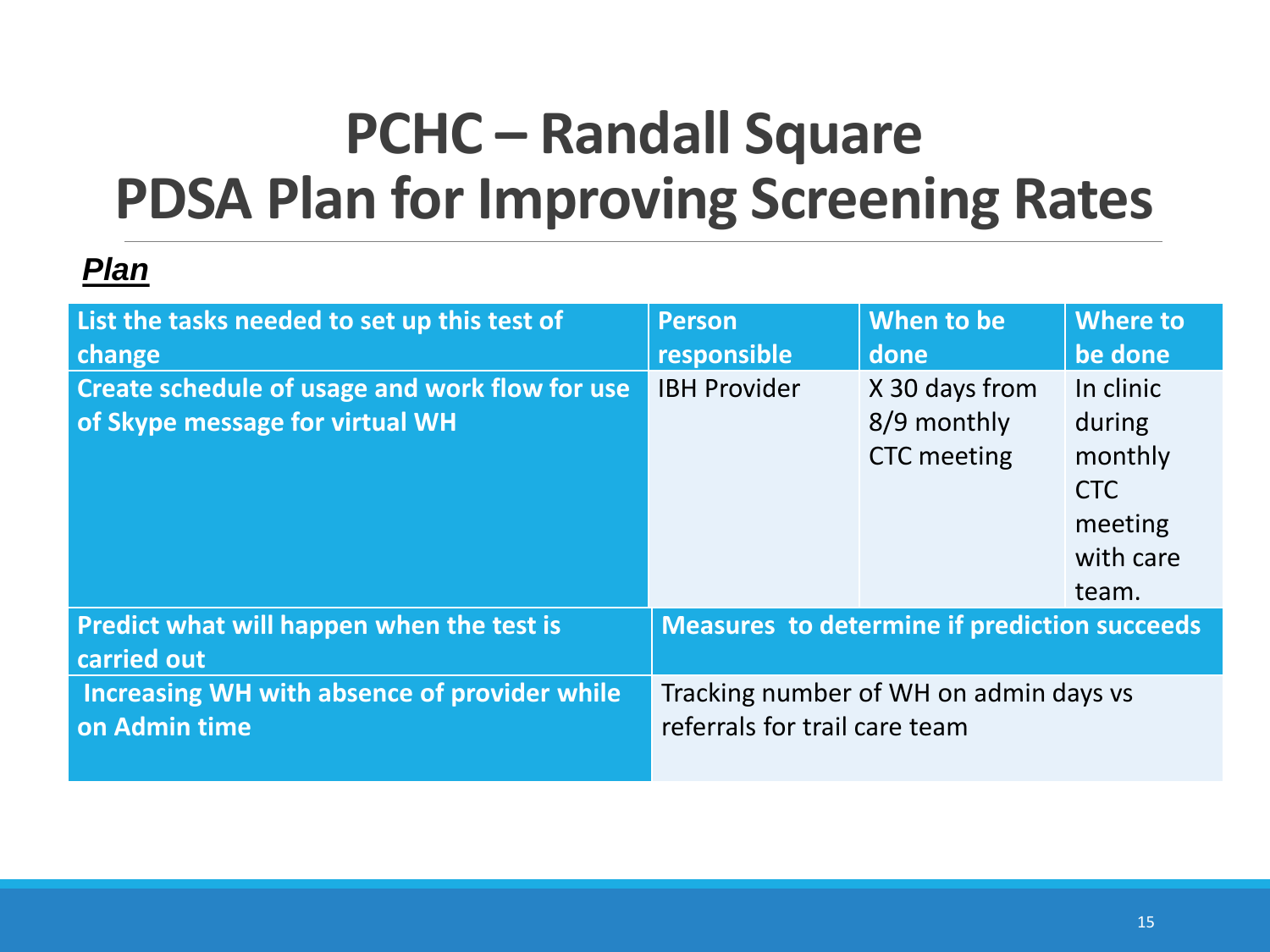# PCHC – Randall Square
# PDSA Plan for Improving Screening Rates

***Plan***

| List the tasks needed to set up this test of change | Person responsible | When to be done | Where to be done |
|---|---|---|---|
| **Create schedule of usage and work flow for use of Skype message for virtual WH** | IBH Provider | X 30 days from 8/9 monthly CTC meeting | In clinic during monthly CTC meeting with care team. |

| Predict what will happen when the test is carried out | Measures to determine if prediction succeeds |
|---|---|
| **Increasing WH with absence of provider while on Admin time** | Tracking number of WH on admin days vs referrals for trail care team |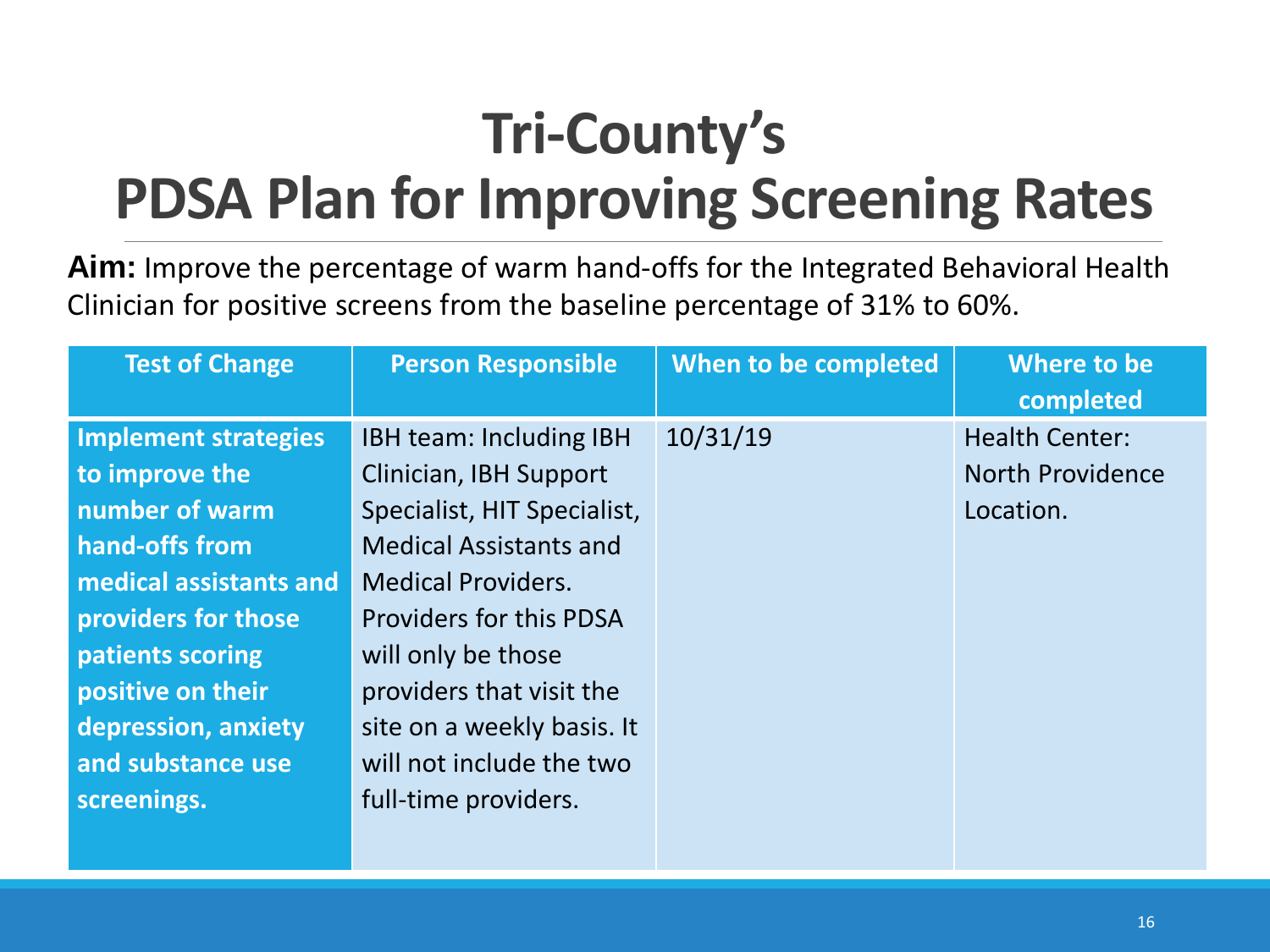# Tri-County's PDSA Plan for Improving Screening Rates

**Aim:** Improve the percentage of warm hand-offs for the Integrated Behavioral Health Clinician for positive screens from the baseline percentage of 31% to 60%.

| Test of Change | Person Responsible | When to be completed | Where to be completed |
|---|---|---|---|
| **Implement strategies to improve the number of warm hand-offs from medical assistants and providers for those patients scoring positive on their depression, anxiety and substance use screenings.** | IBH team: Including IBH Clinician, IBH Support Specialist, HIT Specialist, Medical Assistants and Medical Providers. Providers for this PDSA will only be those providers that visit the site on a weekly basis. It will not include the two full-time providers. | 10/31/19 | Health Center: North Providence Location. |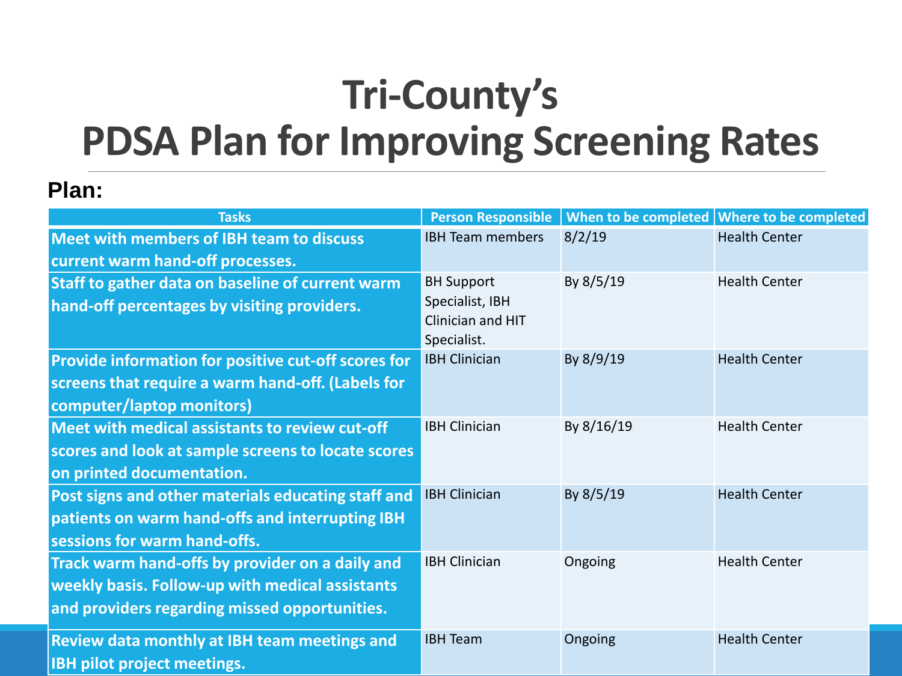# Tri-County's PDSA Plan for Improving Screening Rates

**Plan:**

| Tasks | Person Responsible | When to be completed | Where to be completed |
|---|---|---|---|
| **Meet with members of IBH team to discuss current warm hand-off processes.** | IBH Team members | 8/2/19 | Health Center |
| **Staff to gather data on baseline of current warm hand-off percentages by visiting providers.** | BH Support Specialist, IBH Clinician and HIT Specialist. | By 8/5/19 | Health Center |
| **Provide information for positive cut-off scores for screens that require a warm hand-off. (Labels for computer/laptop monitors)** | IBH Clinician | By 8/9/19 | Health Center |
| **Meet with medical assistants to review cut-off scores and look at sample screens to locate scores on printed documentation.** | IBH Clinician | By 8/16/19 | Health Center |
| **Post signs and other materials educating staff and patients on warm hand-offs and interrupting IBH sessions for warm hand-offs.** | IBH Clinician | By 8/5/19 | Health Center |
| **Track warm hand-offs by provider on a daily and weekly basis. Follow-up with medical assistants and providers regarding missed opportunities.** | IBH Clinician | Ongoing | Health Center |
| **Review data monthly at IBH team meetings and IBH pilot project meetings.** | IBH Team | Ongoing | Health Center |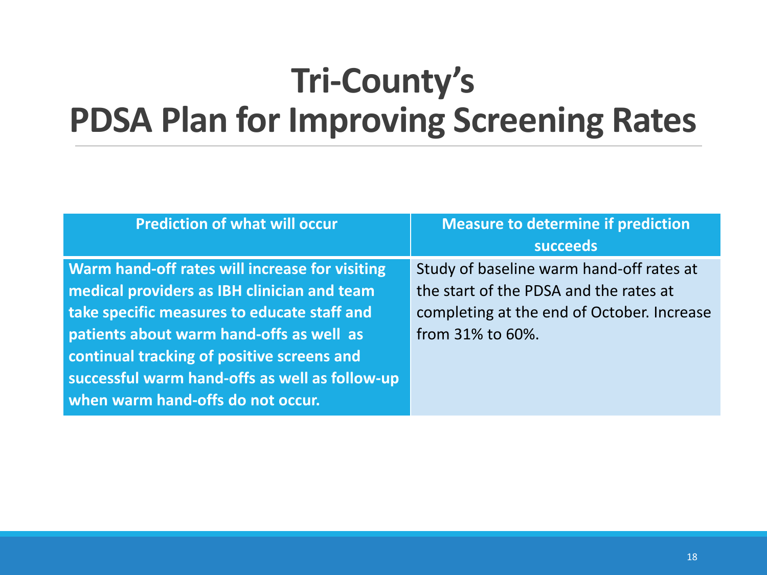# Tri-County's PDSA Plan for Improving Screening Rates

| Prediction of what will occur | Measure to determine if prediction succeeds |
|---|---|
| **Warm hand-off rates will increase for visiting medical providers as IBH clinician and team take specific measures to educate staff and patients about warm hand-offs as well as continual tracking of positive screens and successful warm hand-offs as well as follow-up when warm hand-offs do not occur.** | Study of baseline warm hand-off rates at the start of the PDSA and the rates at completing at the end of October. Increase from 31% to 60%. |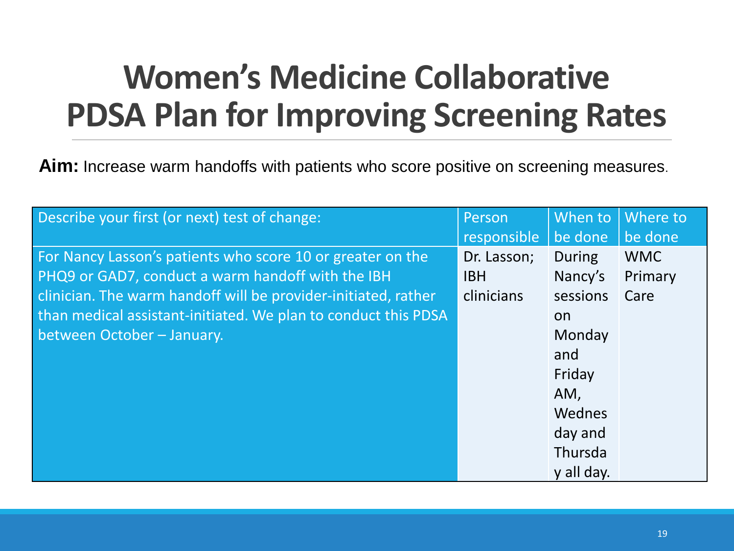# Women's Medicine Collaborative PDSA Plan for Improving Screening Rates

**Aim:** Increase warm handoffs with patients who score positive on screening measures.

| Describe your first (or next) test of change: | Person responsible | When to be done | Where to be done |
|---|---|---|---|
| For Nancy Lasson's patients who score 10 or greater on the PHQ9 or GAD7, conduct a warm handoff with the IBH clinician. The warm handoff will be provider-initiated, rather than medical assistant-initiated. We plan to conduct this PDSA between October – January. | Dr. Lasson; IBH clinicians | During Nancy's sessions on Monday and Friday AM, Wednesday and Thursday all day. | WMC Primary Care |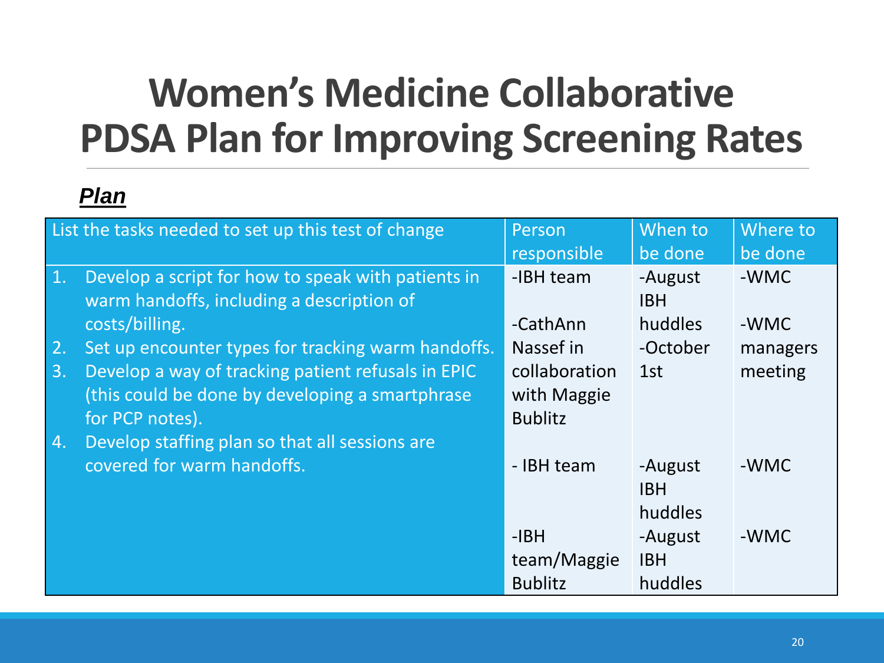# Women's Medicine Collaborative PDSA Plan for Improving Screening Rates

***Plan***

| List the tasks needed to set up this test of change | Person responsible | When to be done | Where to be done |
|---|---|---|---|
| 1. Develop a script for how to speak with patients in warm handoffs, including a description of costs/billing. | -IBH team | -August IBH huddles | -WMC |
| 2. Set up encounter types for tracking warm handoffs. | -CathAnn Nassef in collaboration with Maggie Bublitz | -October 1st | -WMC managers meeting |
| 3. Develop a way of tracking patient refusals in EPIC (this could be done by developing a smartphrase for PCP notes). | - IBH team | -August IBH huddles | -WMC |
| 4. Develop staffing plan so that all sessions are covered for warm handoffs. | -IBH team/Maggie Bublitz | -August IBH huddles | -WMC |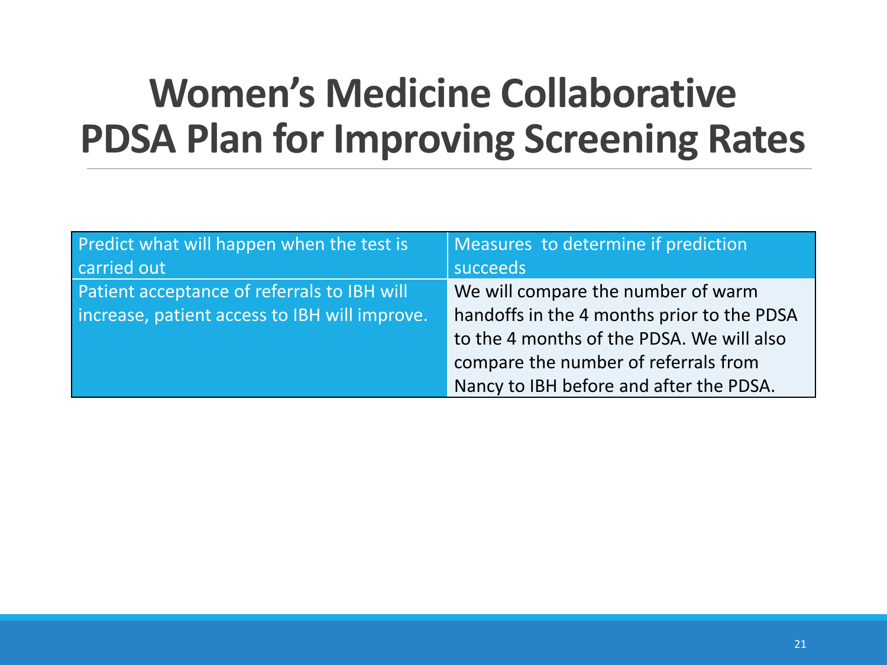# Women's Medicine Collaborative PDSA Plan for Improving Screening Rates

| Predict what will happen when the test is carried out | Measures to determine if prediction succeeds |
| --- | --- |
| Patient acceptance of referrals to IBH will increase, patient access to IBH will improve. | We will compare the number of warm handoffs in the 4 months prior to the PDSA to the 4 months of the PDSA. We will also compare the number of referrals from Nancy to IBH before and after the PDSA. |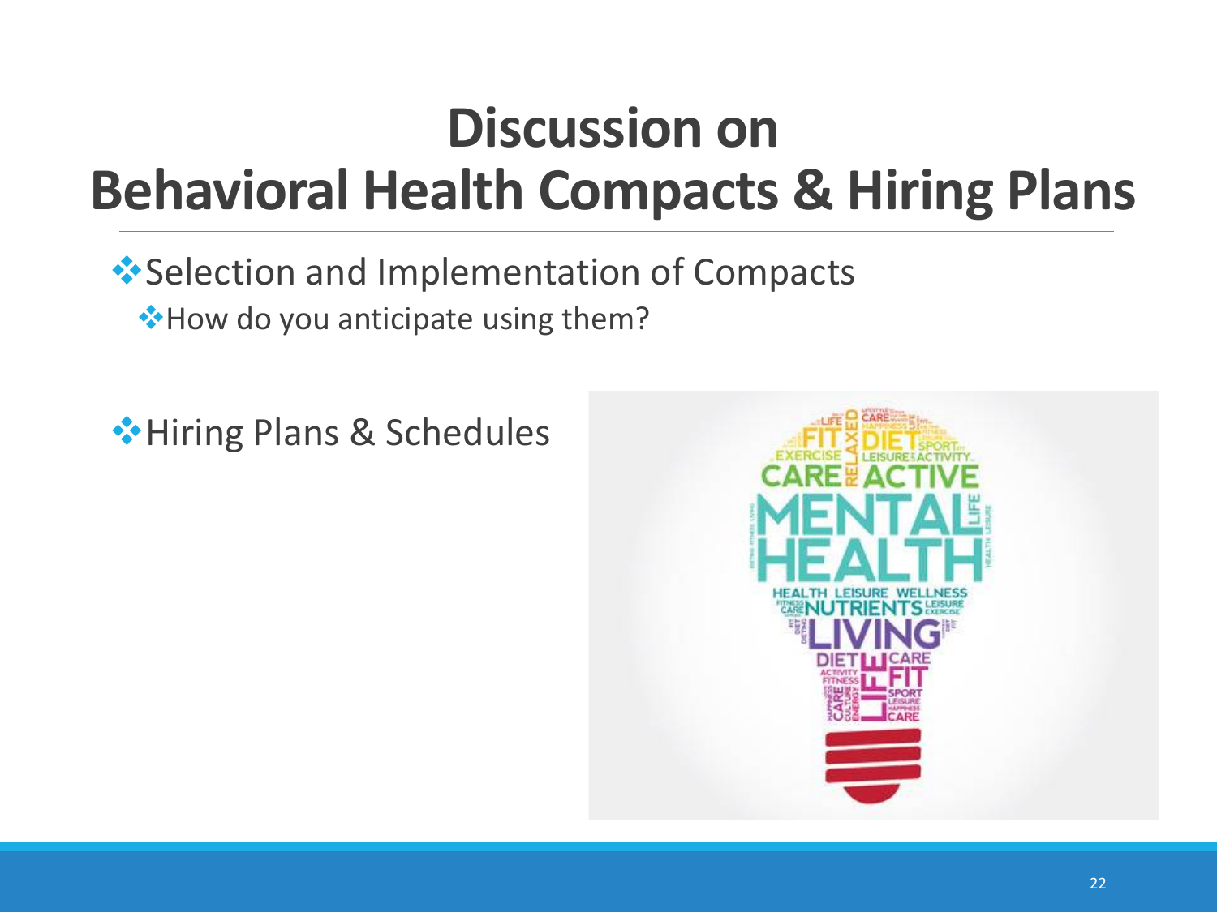# Discussion on
# Behavioral Health Compacts & Hiring Plans

- Selection and Implementation of Compacts
  - How do you anticipate using them?

- Hiring Plans & Schedules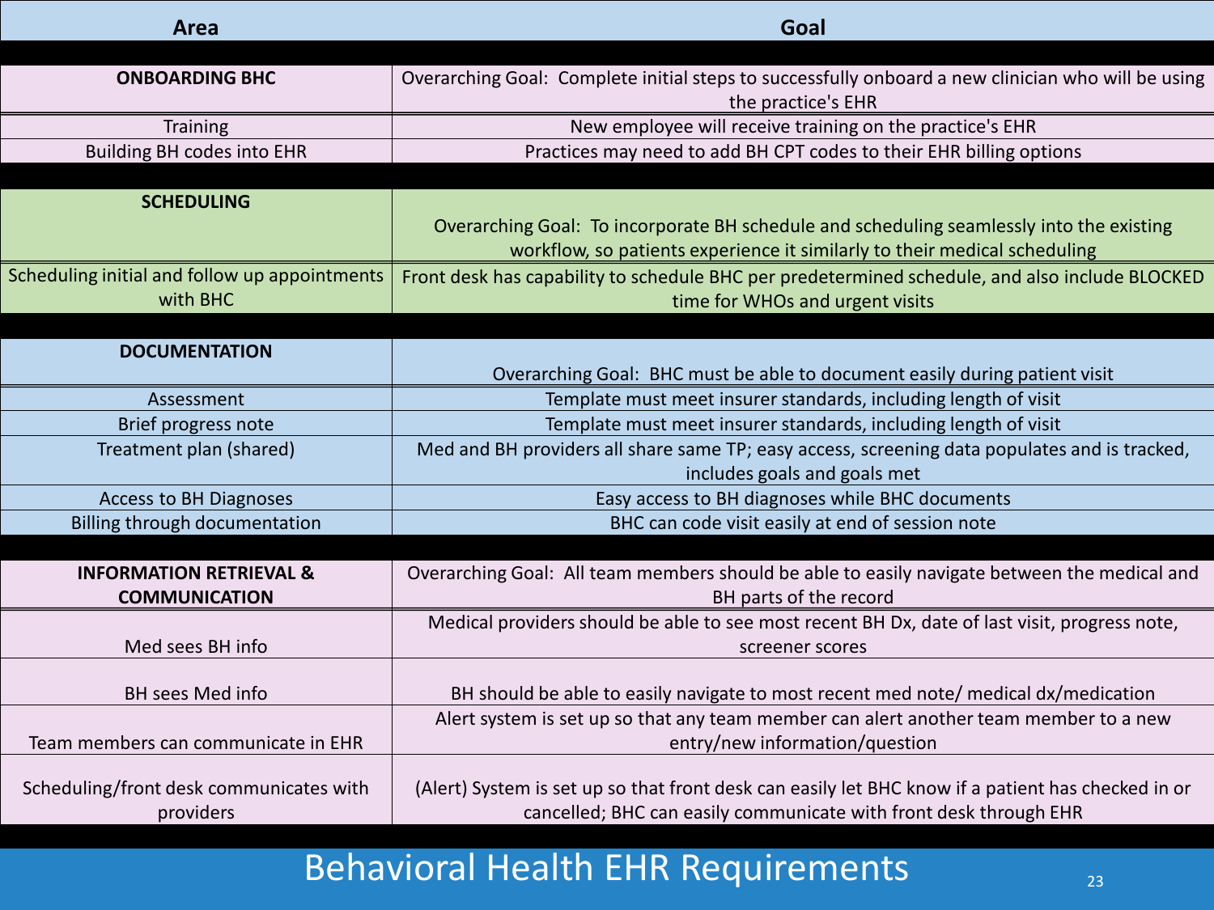# Behavioral Health EHR Requirements

| Area | Goal |
| --- | --- |
| **ONBOARDING BHC** | Overarching Goal: Complete initial steps to successfully onboard a new clinician who will be using the practice's EHR |
| Training | New employee will receive training on the practice's EHR |
| Building BH codes into EHR | Practices may need to add BH CPT codes to their EHR billing options |
| **SCHEDULING** | Overarching Goal: To incorporate BH schedule and scheduling seamlessly into the existing workflow, so patients experience it similarly to their medical scheduling |
| Scheduling initial and follow up appointments with BHC | Front desk has capability to schedule BHC per predetermined schedule, and also include BLOCKED time for WHOs and urgent visits |
| **DOCUMENTATION** | Overarching Goal: BHC must be able to document easily during patient visit |
| Assessment | Template must meet insurer standards, including length of visit |
| Brief progress note | Template must meet insurer standards, including length of visit |
| Treatment plan (shared) | Med and BH providers all share same TP; easy access, screening data populates and is tracked, includes goals and goals met |
| Access to BH Diagnoses | Easy access to BH diagnoses while BHC documents |
| Billing through documentation | BHC can code visit easily at end of session note |
| **INFORMATION RETRIEVAL & COMMUNICATION** | Overarching Goal: All team members should be able to easily navigate between the medical and BH parts of the record |
| Med sees BH info | Medical providers should be able to see most recent BH Dx, date of last visit, progress note, screener scores |
| BH sees Med info | BH should be able to easily navigate to most recent med note/ medical dx/medication |
| Team members can communicate in EHR | Alert system is set up so that any team member can alert another team member to a new entry/new information/question |
| Scheduling/front desk communicates with providers | (Alert) System is set up so that front desk can easily let BHC know if a patient has checked in or cancelled; BHC can easily communicate with front desk through EHR |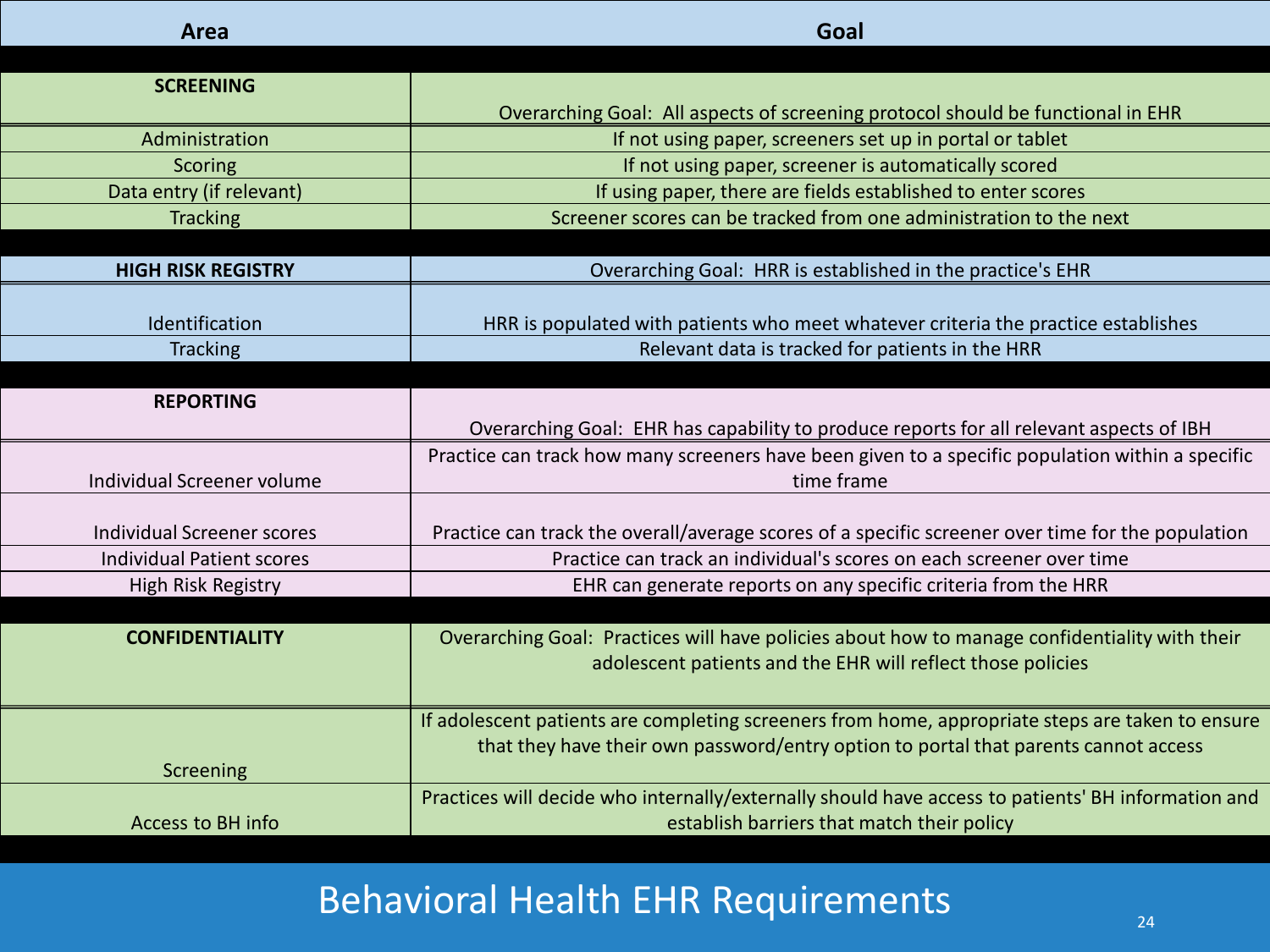# Behavioral Health EHR Requirements

| Area | Goal |
| --- | --- |
| **SCREENING** | Overarching Goal: All aspects of screening protocol should be functional in EHR |
| Administration | If not using paper, screeners set up in portal or tablet |
| Scoring | If not using paper, screener is automatically scored |
| Data entry (if relevant) | If using paper, there are fields established to enter scores |
| Tracking | Screener scores can be tracked from one administration to the next |
| **HIGH RISK REGISTRY** | Overarching Goal: HRR is established in the practice's EHR |
| Identification | HRR is populated with patients who meet whatever criteria the practice establishes |
| Tracking | Relevant data is tracked for patients in the HRR |
| **REPORTING** | Overarching Goal: EHR has capability to produce reports for all relevant aspects of IBH |
| Individual Screener volume | Practice can track how many screeners have been given to a specific population within a specific time frame |
| Individual Screener scores | Practice can track the overall/average scores of a specific screener over time for the population |
| Individual Patient scores | Practice can track an individual's scores on each screener over time |
| High Risk Registry | EHR can generate reports on any specific criteria from the HRR |
| **CONFIDENTIALITY** | Overarching Goal: Practices will have policies about how to manage confidentiality with their adolescent patients and the EHR will reflect those policies |
| Screening | If adolescent patients are completing screeners from home, appropriate steps are taken to ensure that they have their own password/entry option to portal that parents cannot access |
| Access to BH info | Practices will decide who internally/externally should have access to patients' BH information and establish barriers that match their policy |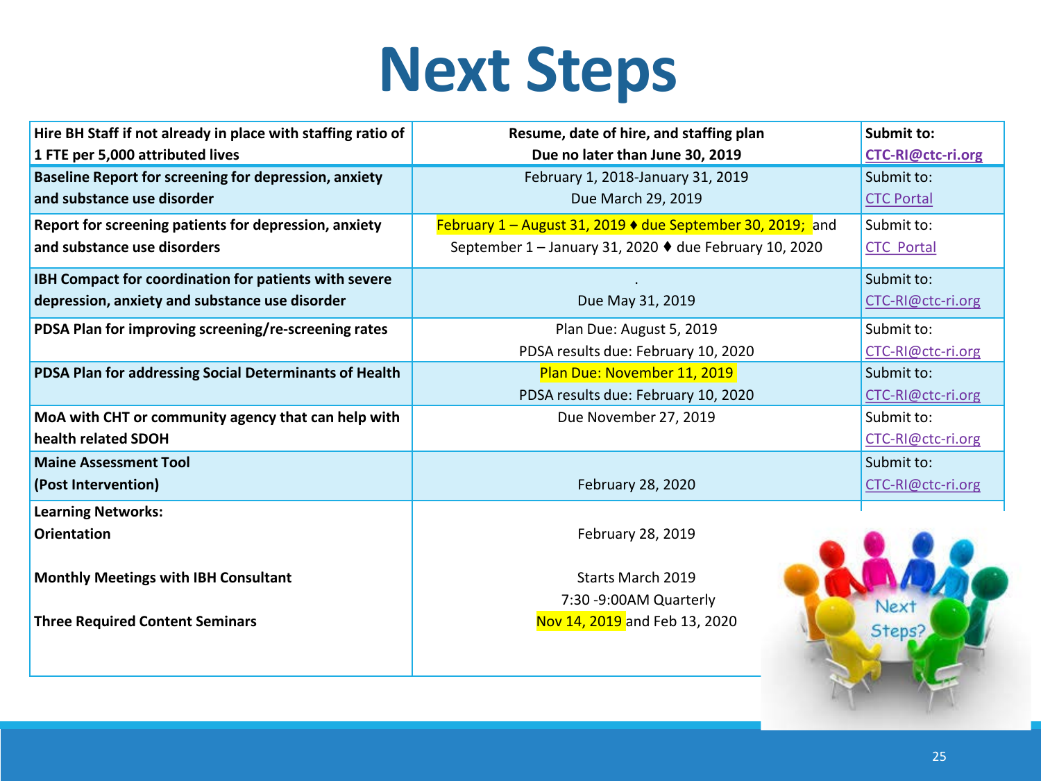# Next Steps

| Hire BH Staff if not already in place with staffing ratio of 1 FTE per 5,000 attributed lives | Resume, date of hire, and staffing plan Due no later than June 30, 2019 | Submit to: CTC-RI@ctc-ri.org |
|---|---|---|
| **Baseline Report for screening for depression, anxiety and substance use disorder** | February 1, 2018-January 31, 2019 Due March 29, 2019 | Submit to: CTC Portal |
| **Report for screening patients for depression, anxiety and substance use disorders** | February 1 – August 31, 2019 ♦ due September 30, 2019; and September 1 – January 31, 2020 ♦ due February 10, 2020 | Submit to: CTC Portal |
| **IBH Compact for coordination for patients with severe depression, anxiety and substance use disorder** | . Due May 31, 2019 | Submit to: CTC-RI@ctc-ri.org |
| **PDSA Plan for improving screening/re-screening rates** | Plan Due: August 5, 2019 PDSA results due: February 10, 2020 | Submit to: CTC-RI@ctc-ri.org |
| **PDSA Plan for addressing Social Determinants of Health** | Plan Due: November 11, 2019 PDSA results due: February 10, 2020 | Submit to: CTC-RI@ctc-ri.org |
| **MoA with CHT or community agency that can help with health related SDOH** | Due November 27, 2019 | Submit to: CTC-RI@ctc-ri.org |
| **Maine Assessment Tool (Post Intervention)** | February 28, 2020 | Submit to: CTC-RI@ctc-ri.org |
| **Learning Networks:** | | |
| **Orientation** | February 28, 2019 | |
| **Monthly Meetings with IBH Consultant** | Starts March 2019 7:30 -9:00AM Quarterly | |
| **Three Required Content Seminars** | Nov 14, 2019 and Feb 13, 2020 | |